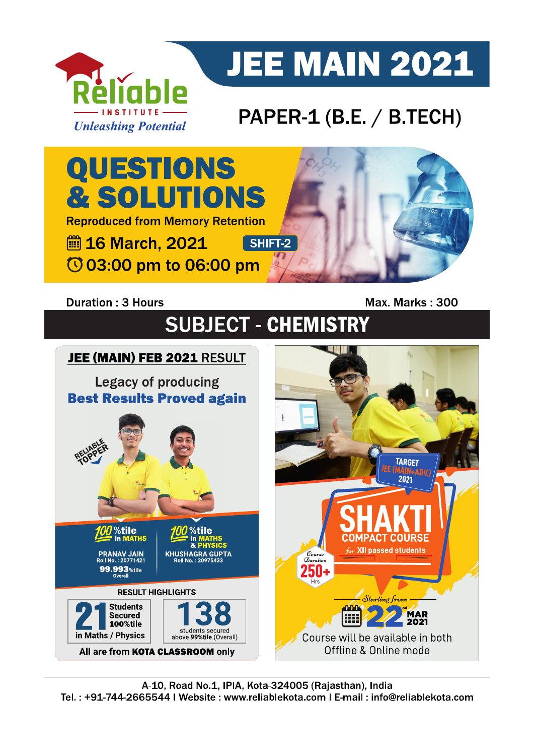# Reliable INSTITUTE

*Unleashing Potential*

# JEE MAIN 2021

## PAPER-1 (B.E. / B.TECH)

# QUESTIONS & SOLUTIONS

Reproduced from Memory Retention

16 March, 2021 **SHIFT-2**

03:00 pm to 06:00 pm

Duration : 3 Hours

Max. Marks : 300

## SUBJECT - CHEMISTRY

**JEE (MAIN) FEB 2021 RESULT**

Legacy of producing
**Best Results Proved again**

RELIABLE TOPPER

100%tile in MATHS
PRANAV JAIN
Roll No. : 20771421
99.993%tile Overall

100%tile in MATHS & PHYSICS
KHUSHAGRA GUPTA
Roll No. : 20975433

RESULT HIGHLIGHTS

21 Students Secured 100%tile in Maths / Physics

138 students secured above 99%tile (Overall)

All are from **KOTA CLASSROOM** only

TARGET JEE (MAIN+ADV.) 2021

**SHAKTI**
COMPACT COURSE
*for* XII passed students

Course Duration 250+ Hrs

Starting from 22nd MAR 2021

Course will be available in both Offline & Online mode

A-10, Road No.1, IPIA, Kota-324005 (Rajasthan), India
Tel. : +91-744-2665544 I Website : www.reliablekota.com I E-mail : info@reliablekota.com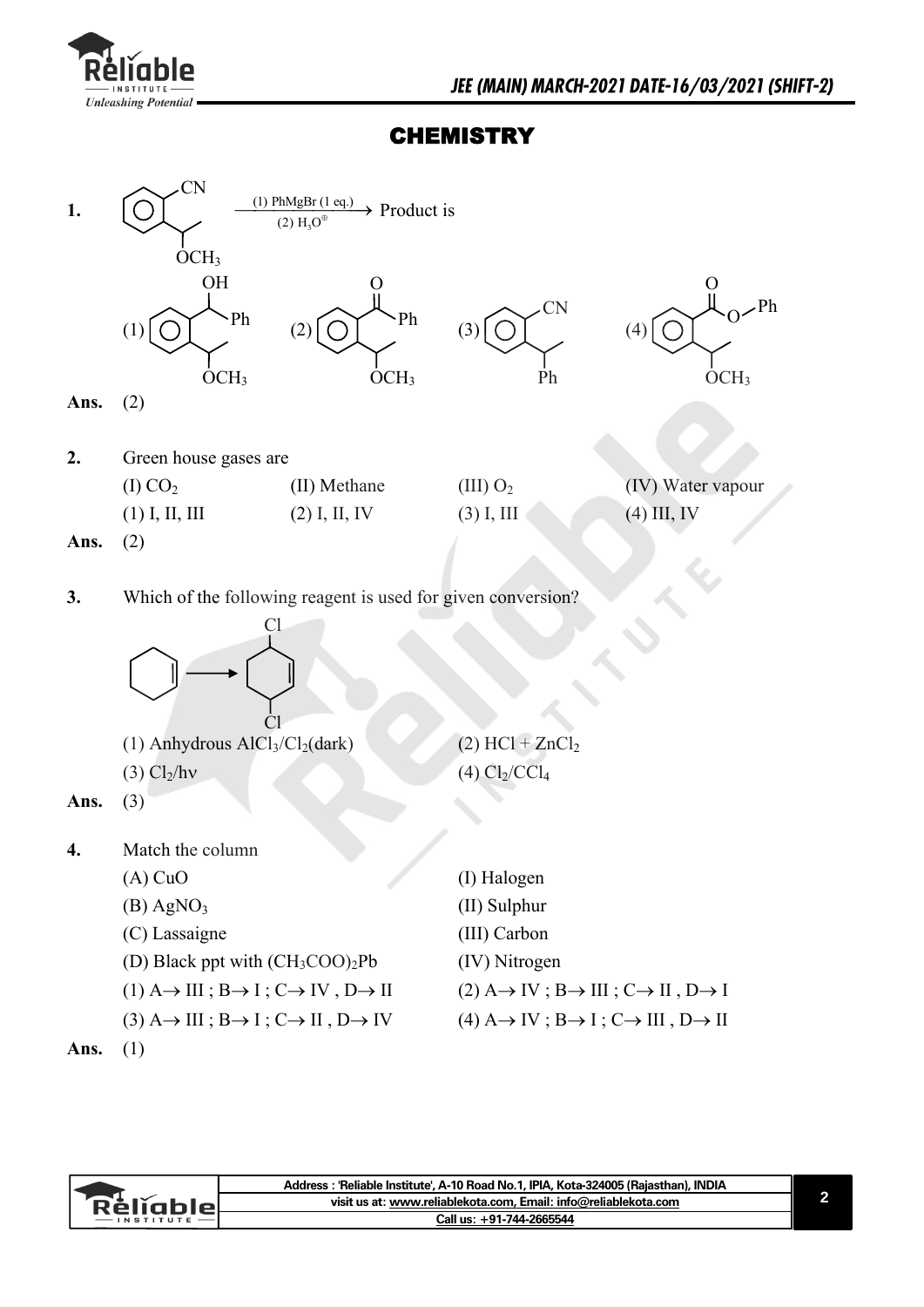# CHEMISTRY

**1.** [Benzene ring with ortho substituents: –CN and –CH(CH$_3$)OCH$_3$] $\xrightarrow[(2)\ H_3O^{\oplus}]{(1)\ PhMgBr\ (1\ eq.)}$ Product is

(1) [Benzene ring with –CH(OH)Ph and –CH(CH$_3$)OCH$_3$] (2) [Benzene ring with –C(=O)Ph and –CH(CH$_3$)OCH$_3$] (3) [Benzene ring with –CN and –CH(CH$_3$)Ph] (4) [Benzene ring with –C(=O)OPh and –CH(CH$_3$)OCH$_3$]

**Ans.** (2)

**2.** Green house gases are

(I) $CO_2$ (II) Methane (III) $O_2$ (IV) Water vapour

(1) I, II, III (2) I, II, IV (3) I, III (4) III, IV

**Ans.** (2)

**3.** Which of the following reagent is used for given conversion?

[Cyclohexene] $\longrightarrow$ [3,6-Dichlorocyclohexene]

(1) Anhydrous $AlCl_3/Cl_2$(dark) (2) $HCl + ZnCl_2$

(3) $Cl_2/h\nu$ (4) $Cl_2/CCl_4$

**Ans.** (3)

**4.** Match the column

| | |
|---|---|
| (A) CuO | (I) Halogen |
| (B) $AgNO_3$ | (II) Sulphur |
| (C) Lassaigne | (III) Carbon |
| (D) Black ppt with $(CH_3COO)_2Pb$ | (IV) Nitrogen |

(1) A→ III ; B→ I ; C→ IV , D→ II (2) A→ IV ; B→ III ; C→ II , D→ I

(3) A→ III ; B→ I ; C→ II , D→ IV (4) A→ IV ; B→ I ; C→ III , D→ II

**Ans.** (1)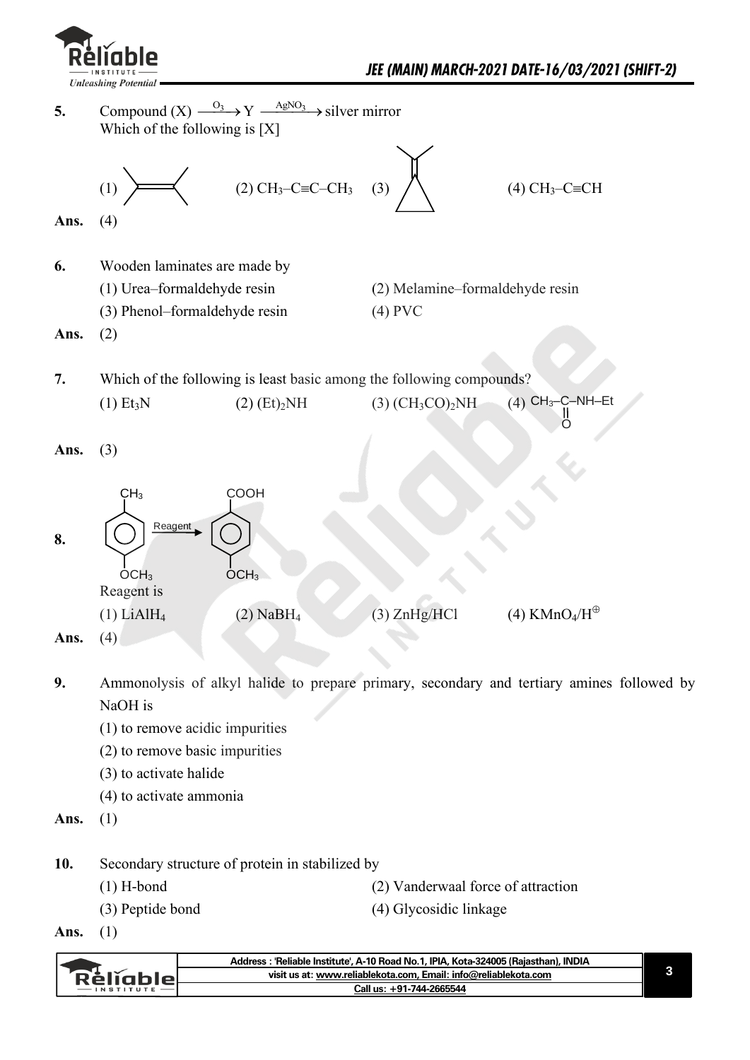**5.** Compound (X) $\xrightarrow{O_3}$ Y $\xrightarrow{AgNO_3}$ silver mirror

Which of the following is [X]

(1) $(CH_3)_2C=C(CH_3)_2$  (2) $CH_3–C≡C–CH_3$  (3) $(CH_3)_2C=C$ (cyclopropylidene)  (4) $CH_3–C≡CH$

**Ans.** (4)

**6.** Wooden laminates are made by

(1) Urea–formaldehyde resin  (2) Melamine–formaldehyde resin

(3) Phenol–formaldehyde resin  (4) PVC

**Ans.** (2)

**7.** Which of the following is least basic among the following compounds?

(1) $Et_3N$  (2) $(Et)_2NH$  (3) $(CH_3CO)_2NH$  (4) $CH_3–\overset{\overset{O}{||}}{C}–NH–Et$

**Ans.** (3)

**8.** (p-methoxytoluene: $CH_3$ and $OCH_3$ on benzene ring) $\xrightarrow{\text{Reagent}}$ (p-methoxybenzoic acid: $COOH$ and $OCH_3$ on benzene ring)

Reagent is

(1) $LiAlH_4$  (2) $NaBH_4$  (3) ZnHg/HCl  (4) $KMnO_4/H^{\oplus}$

**Ans.** (4)

**9.** Ammonolysis of alkyl halide to prepare primary, secondary and tertiary amines followed by NaOH is

(1) to remove acidic impurities

(2) to remove basic impurities

(3) to activate halide

(4) to activate ammonia

**Ans.** (1)

**10.** Secondary structure of protein in stabilized by

(1) H-bond  (2) Vanderwaal force of attraction

(3) Peptide bond  (4) Glycosidic linkage

**Ans.** (1)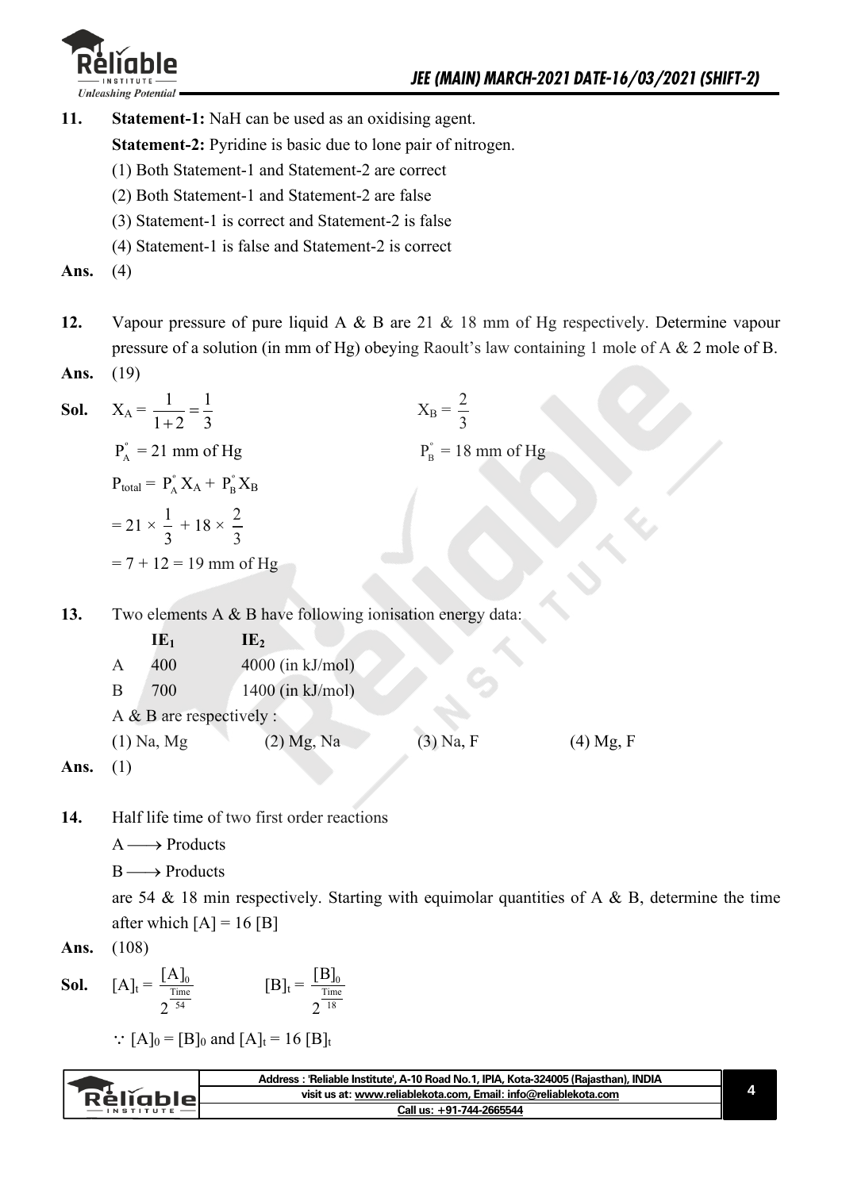**11.** **Statement-1:** NaH can be used as an oxidising agent.

**Statement-2:** Pyridine is basic due to lone pair of nitrogen.

(1) Both Statement-1 and Statement-2 are correct

(2) Both Statement-1 and Statement-2 are false

(3) Statement-1 is correct and Statement-2 is false

(4) Statement-1 is false and Statement-2 is correct

**Ans.** (4)

**12.** Vapour pressure of pure liquid A & B are 21 & 18 mm of Hg respectively. Determine vapour pressure of a solution (in mm of Hg) obeying Raoult's law containing 1 mole of A & 2 mole of B.

**Ans.** (19)

**Sol.** $X_A = \frac{1}{1+2} = \frac{1}{3}$ $\qquad\qquad$ $X_B = \frac{2}{3}$

$P_A^{\circ} = 21$ mm of Hg $\qquad\qquad$ $P_B^{\circ} = 18$ mm of Hg

$P_{total} = P_A^{\circ} X_A + P_B^{\circ} X_B$

$= 21 \times \frac{1}{3} + 18 \times \frac{2}{3}$

$= 7 + 12 = 19$ mm of Hg

**13.** Two elements A & B have following ionisation energy data:

| | $IE_1$ | $IE_2$ |
|---|---|---|
| A | 400 | 4000 (in kJ/mol) |
| B | 700 | 1400 (in kJ/mol) |

A & B are respectively :

(1) Na, Mg $\qquad$ (2) Mg, Na $\qquad$ (3) Na, F $\qquad$ (4) Mg, F

**Ans.** (1)

**14.** Half life time of two first order reactions

$A \longrightarrow$ Products

$B \longrightarrow$ Products

are 54 & 18 min respectively. Starting with equimolar quantities of A & B, determine the time after which $[A] = 16\,[B]$

**Ans.** (108)

**Sol.** $[A]_t = \frac{[A]_0}{2^{\frac{Time}{54}}}$ $\qquad\qquad$ $[B]_t = \frac{[B]_0}{2^{\frac{Time}{18}}}$

$\because [A]_0 = [B]_0$ and $[A]_t = 16\,[B]_t$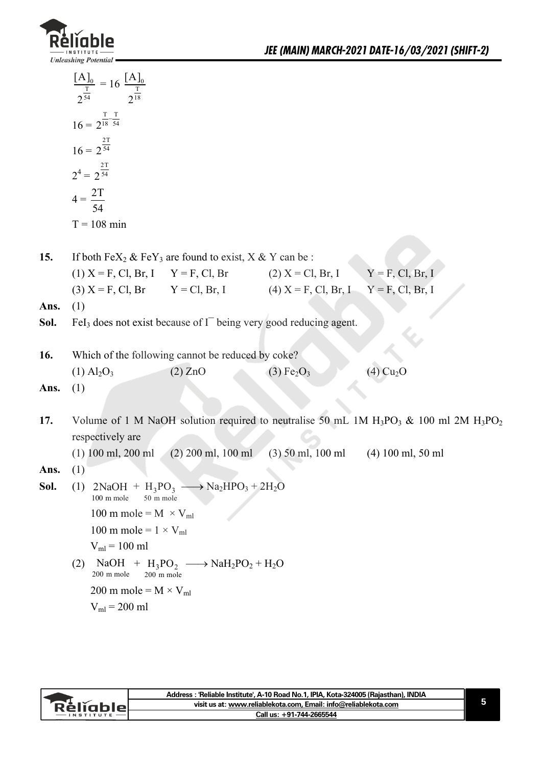$$\frac{[A]_0}{2^{\frac{T}{54}}} = 16\ \frac{[A]_0}{2^{\frac{T}{18}}}$$

$$16 = 2^{\frac{T}{18}-\frac{T}{54}}$$

$$16 = 2^{\frac{2T}{54}}$$

$$2^4 = 2^{\frac{2T}{54}}$$

$$4 = \frac{2T}{54}$$

$$T = 108 \text{ min}$$

**15.** If both $FeX_2$ & $FeY_3$ are found to exist, X & Y can be :

(1) X = F, Cl, Br, I  Y = F, Cl, Br  (2) X = Cl, Br, I  Y = F, Cl, Br, I

(3) X = F, Cl, Br  Y = Cl, Br, I  (4) X = F, Cl, Br, I  Y = F, Cl, Br, I

**Ans.** (1)

**Sol.** $FeI_3$ does not exist because of $I^-$ being very good reducing agent.

**16.** Which of the following cannot be reduced by coke?

(1) $Al_2O_3$  (2) ZnO  (3) $Fe_2O_3$  (4) $Cu_2O$

**Ans.** (1)

**17.** Volume of 1 M NaOH solution required to neutralise 50 mL 1M $H_3PO_3$ & 100 ml 2M $H_3PO_2$ respectively are

(1) 100 ml, 200 ml  (2) 200 ml, 100 ml  (3) 50 ml, 100 ml  (4) 100 ml, 50 ml

**Ans.** (1)

**Sol.** (1) $\underset{100\text{ m mole}}{2NaOH} + \underset{50\text{ m mole}}{H_3PO_3} \longrightarrow Na_2HPO_3 + 2H_2O$

100 m mole = M $\times V_{ml}$

100 m mole = 1 $\times V_{ml}$

$V_{ml}$ = 100 ml

(2) $\underset{200\text{ m mole}}{NaOH} + \underset{200\text{ m mole}}{H_3PO_2} \longrightarrow NaH_2PO_2 + H_2O$

200 m mole = M $\times V_{ml}$

$V_{ml}$ = 200 ml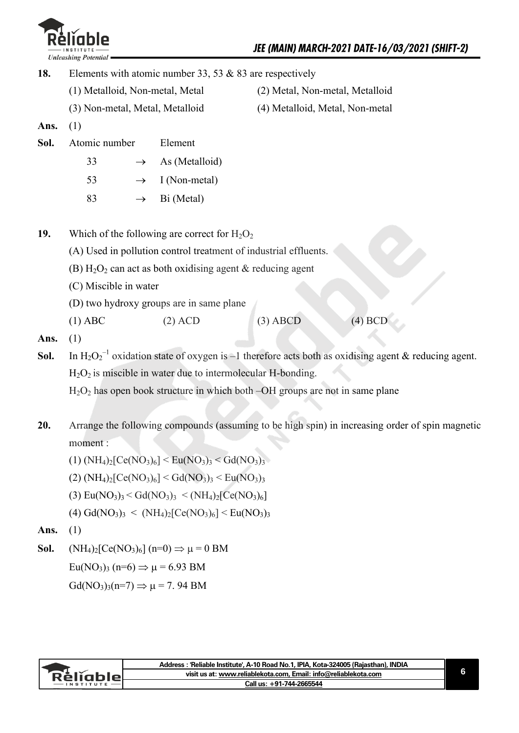**18.** Elements with atomic number 33, 53 & 83 are respectively

(1) Metalloid, Non-metal, Metal
(2) Metal, Non-metal, Metalloid
(3) Non-metal, Metal, Metalloid
(4) Metalloid, Metal, Non-metal

**Ans.** (1)

**Sol.**

| Atomic number | | Element |
|---|---|---|
| 33 | $\rightarrow$ | As (Metalloid) |
| 53 | $\rightarrow$ | I (Non-metal) |
| 83 | $\rightarrow$ | Bi (Metal) |

**19.** Which of the following are correct for $H_2O_2$

(A) Used in pollution control treatment of industrial effluents.

(B) $H_2O_2$ can act as both oxidising agent & reducing agent

(C) Miscible in water

(D) two hydroxy groups are in same plane

(1) ABC (2) ACD (3) ABCD (4) BCD

**Ans.** (1)

**Sol.** In $H_2O_2^{-1}$ oxidation state of oxygen is –1 therefore acts both as oxidising agent & reducing agent.

$H_2O_2$ is miscible in water due to intermolecular H-bonding.

$H_2O_2$ has open book structure in which both –OH groups are not in same plane

**20.** Arrange the following compounds (assuming to be high spin) in increasing order of spin magnetic moment :

(1) $(NH_4)_2[Ce(NO_3)_6] < Eu(NO_3)_3 < Gd(NO_3)_3$

(2) $(NH_4)_2[Ce(NO_3)_6] < Gd(NO_3)_3 < Eu(NO_3)_3$

(3) $Eu(NO_3)_3 < Gd(NO_3)_3 < (NH_4)_2[Ce(NO_3)_6]$

(4) $Gd(NO_3)_3 < (NH_4)_2[Ce(NO_3)_6] < Eu(NO_3)_3$

**Ans.** (1)

**Sol.** $(NH_4)_2[Ce(NO_3)_6]$ $(n=0) \Rightarrow \mu = 0$ BM

$Eu(NO_3)_3$ $(n=6) \Rightarrow \mu = 6.93$ BM

$Gd(NO_3)_3$ $(n=7) \Rightarrow \mu = 7.94$ BM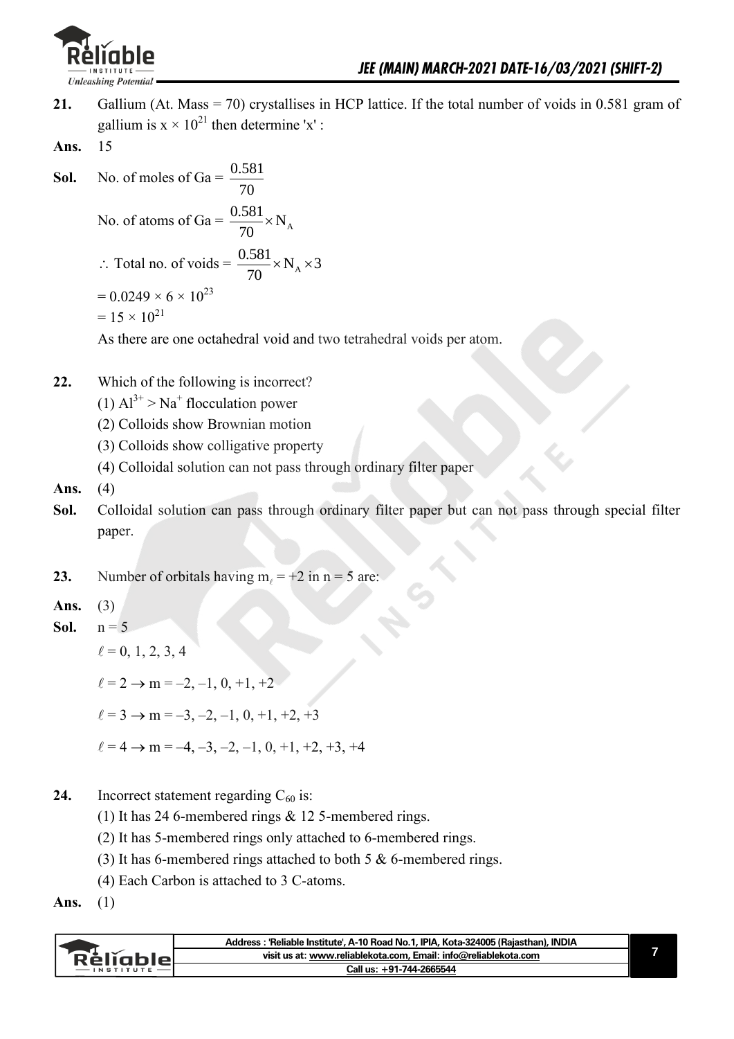**21.** Gallium (At. Mass = 70) crystallises in HCP lattice. If the total number of voids in 0.581 gram of gallium is $x \times 10^{21}$ then determine 'x' :

**Ans.** 15

**Sol.** No. of moles of Ga = $\frac{0.581}{70}$

No. of atoms of Ga = $\frac{0.581}{70} \times N_A$

$\therefore$ Total no. of voids = $\frac{0.581}{70} \times N_A \times 3$

$= 0.0249 \times 6 \times 10^{23}$

$= 15 \times 10^{21}$

As there are one octahedral void and two tetrahedral voids per atom.

**22.** Which of the following is incorrect?

(1) $Al^{3+} > Na^{+}$ flocculation power

(2) Colloids show Brownian motion

(3) Colloids show colligative property

(4) Colloidal solution can not pass through ordinary filter paper

**Ans.** (4)

**Sol.** Colloidal solution can pass through ordinary filter paper but can not pass through special filter paper.

**23.** Number of orbitals having $m_\ell = +2$ in n = 5 are:

**Ans.** (3)

**Sol.** n = 5

$\ell = 0, 1, 2, 3, 4$

$\ell = 2 \rightarrow m = -2, -1, 0, +1, +2$

$\ell = 3 \rightarrow m = -3, -2, -1, 0, +1, +2, +3$

$\ell = 4 \rightarrow m = -4, -3, -2, -1, 0, +1, +2, +3, +4$

**24.** Incorrect statement regarding $C_{60}$ is:

(1) It has 24 6-membered rings & 12 5-membered rings.

(2) It has 5-membered rings only attached to 6-membered rings.

(3) It has 6-membered rings attached to both 5 & 6-membered rings.

(4) Each Carbon is attached to 3 C-atoms.

**Ans.** (1)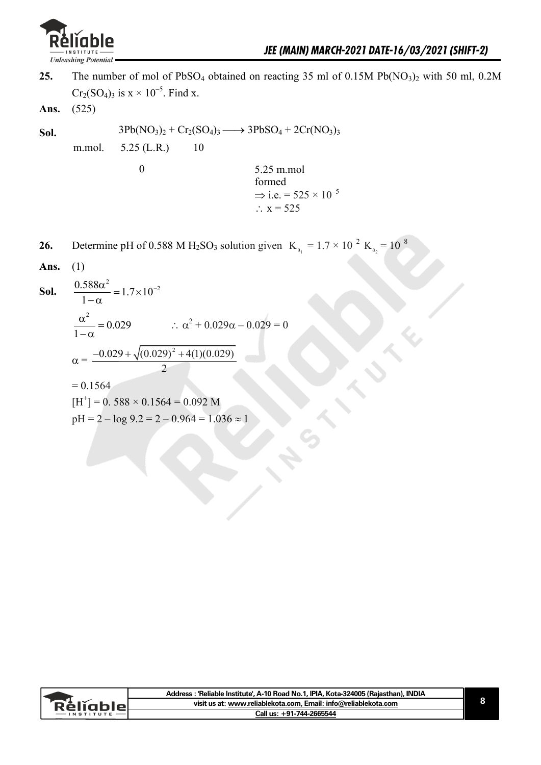**25.** The number of mol of $PbSO_4$ obtained on reacting 35 ml of 0.15M $Pb(NO_3)_2$ with 50 ml, 0.2M $Cr_2(SO_4)_3$ is $x \times 10^{-5}$. Find x.

**Ans.** (525)

**Sol.**

$$3Pb(NO_3)_2 + Cr_2(SO_4)_3 \longrightarrow 3PbSO_4 + 2Cr(NO_3)_3$$

m.mol. 5.25 (L.R.) 10

0 5.25 m.mol formed

$\Rightarrow$ i.e. $= 525 \times 10^{-5}$

$\therefore$ x = 525

**26.** Determine pH of 0.588 M $H_2SO_3$ solution given $K_{a_1} = 1.7 \times 10^{-2}$ $K_{a_2} = 10^{-8}$

**Ans.** (1)

**Sol.**

$$\frac{0.588\alpha^2}{1-\alpha} = 1.7 \times 10^{-2}$$

$$\frac{\alpha^2}{1-\alpha} = 0.029 \qquad \therefore \alpha^2 + 0.029\alpha - 0.029 = 0$$

$$\alpha = \frac{-0.029 + \sqrt{(0.029)^2 + 4(1)(0.029)}}{2}$$

$= 0.1564$

$[H^+] = 0.588 \times 0.1564 = 0.092$ M

pH $= 2 - \log 9.2 = 2 - 0.964 = 1.036 \approx 1$